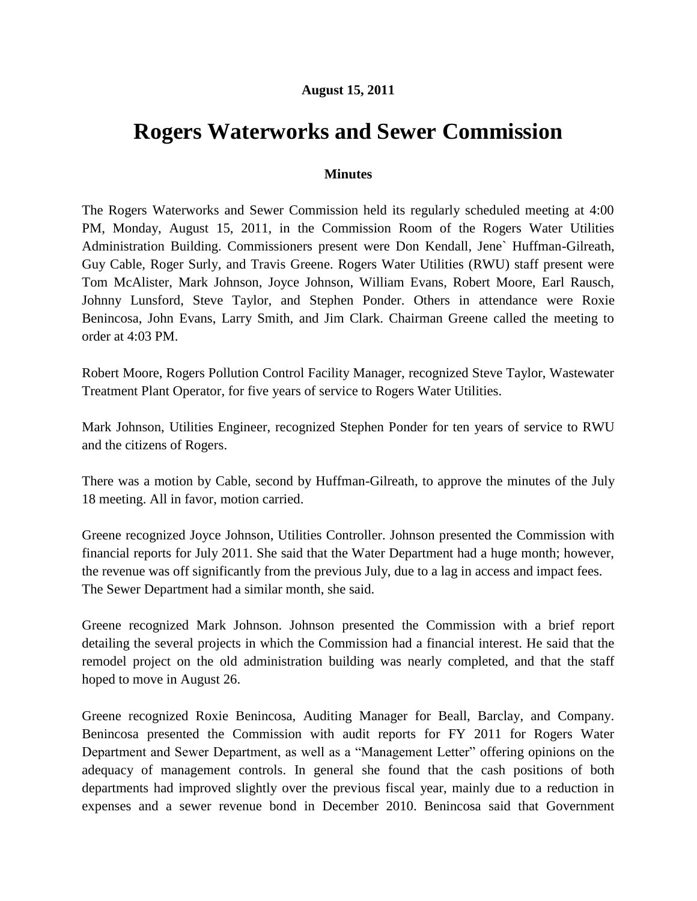**August 15, 2011**

# Rogers Waterworks and Sewer Commission

### Minutes

The Rogers Waterworks and Sewer Commission held its regularly scheduled meeting at 4:00 PM, Monday, August 15, 2011, in the Commission Room of the Rogers Water Utilities Administration Building. Commissioners present were Don Kendall, Jene` Huffman-Gilreath, Guy Cable, Roger Surly, and Travis Greene. Rogers Water Utilities (RWU) staff present were Tom McAlister, Mark Johnson, Joyce Johnson, William Evans, Robert Moore, Earl Rausch, Johnny Lunsford, Steve Taylor, and Stephen Ponder. Others in attendance were Roxie Benincosa, John Evans, Larry Smith, and Jim Clark. Chairman Greene called the meeting to order at 4:03 PM.

Robert Moore, Rogers Pollution Control Facility Manager, recognized Steve Taylor, Wastewater Treatment Plant Operator, for five years of service to Rogers Water Utilities.

Mark Johnson, Utilities Engineer, recognized Stephen Ponder for ten years of service to RWU and the citizens of Rogers.

There was a motion by Cable, second by Huffman-Gilreath, to approve the minutes of the July 18 meeting. All in favor, motion carried.

Greene recognized Joyce Johnson, Utilities Controller. Johnson presented the Commission with financial reports for July 2011. She said that the Water Department had a huge month; however, the revenue was off significantly from the previous July, due to a lag in access and impact fees. The Sewer Department had a similar month, she said.

Greene recognized Mark Johnson. Johnson presented the Commission with a brief report detailing the several projects in which the Commission had a financial interest. He said that the remodel project on the old administration building was nearly completed, and that the staff hoped to move in August 26.

Greene recognized Roxie Benincosa, Auditing Manager for Beall, Barclay, and Company. Benincosa presented the Commission with audit reports for FY 2011 for Rogers Water Department and Sewer Department, as well as a "Management Letter" offering opinions on the adequacy of management controls. In general she found that the cash positions of both departments had improved slightly over the previous fiscal year, mainly due to a reduction in expenses and a sewer revenue bond in December 2010. Benincosa said that Government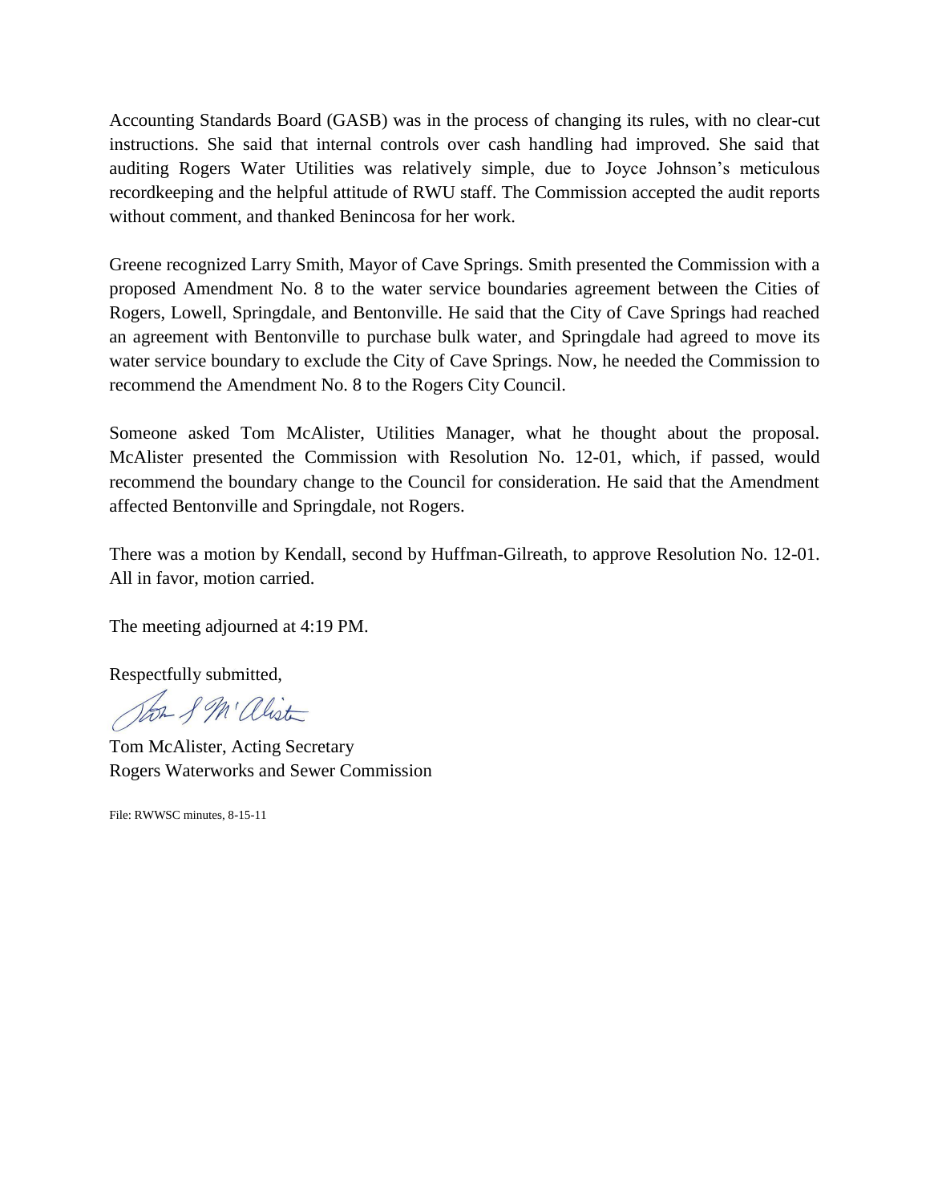Accounting Standards Board (GASB) was in the process of changing its rules, with no clear-cut instructions. She said that internal controls over cash handling had improved. She said that auditing Rogers Water Utilities was relatively simple, due to Joyce Johnson's meticulous recordkeeping and the helpful attitude of RWU staff. The Commission accepted the audit reports without comment, and thanked Benincosa for her work.

Greene recognized Larry Smith, Mayor of Cave Springs. Smith presented the Commission with a proposed Amendment No. 8 to the water service boundaries agreement between the Cities of Rogers, Lowell, Springdale, and Bentonville. He said that the City of Cave Springs had reached an agreement with Bentonville to purchase bulk water, and Springdale had agreed to move its water service boundary to exclude the City of Cave Springs. Now, he needed the Commission to recommend the Amendment No. 8 to the Rogers City Council.

Someone asked Tom McAlister, Utilities Manager, what he thought about the proposal. McAlister presented the Commission with Resolution No. 12-01, which, if passed, would recommend the boundary change to the Council for consideration. He said that the Amendment affected Bentonville and Springdale, not Rogers.

There was a motion by Kendall, second by Huffman-Gilreath, to approve Resolution No. 12-01. All in favor, motion carried.

The meeting adjourned at 4:19 PM.

Respectfully submitted,

Tom McAlister, Acting Secretary
Rogers Waterworks and Sewer Commission

File: RWWSC minutes, 8-15-11